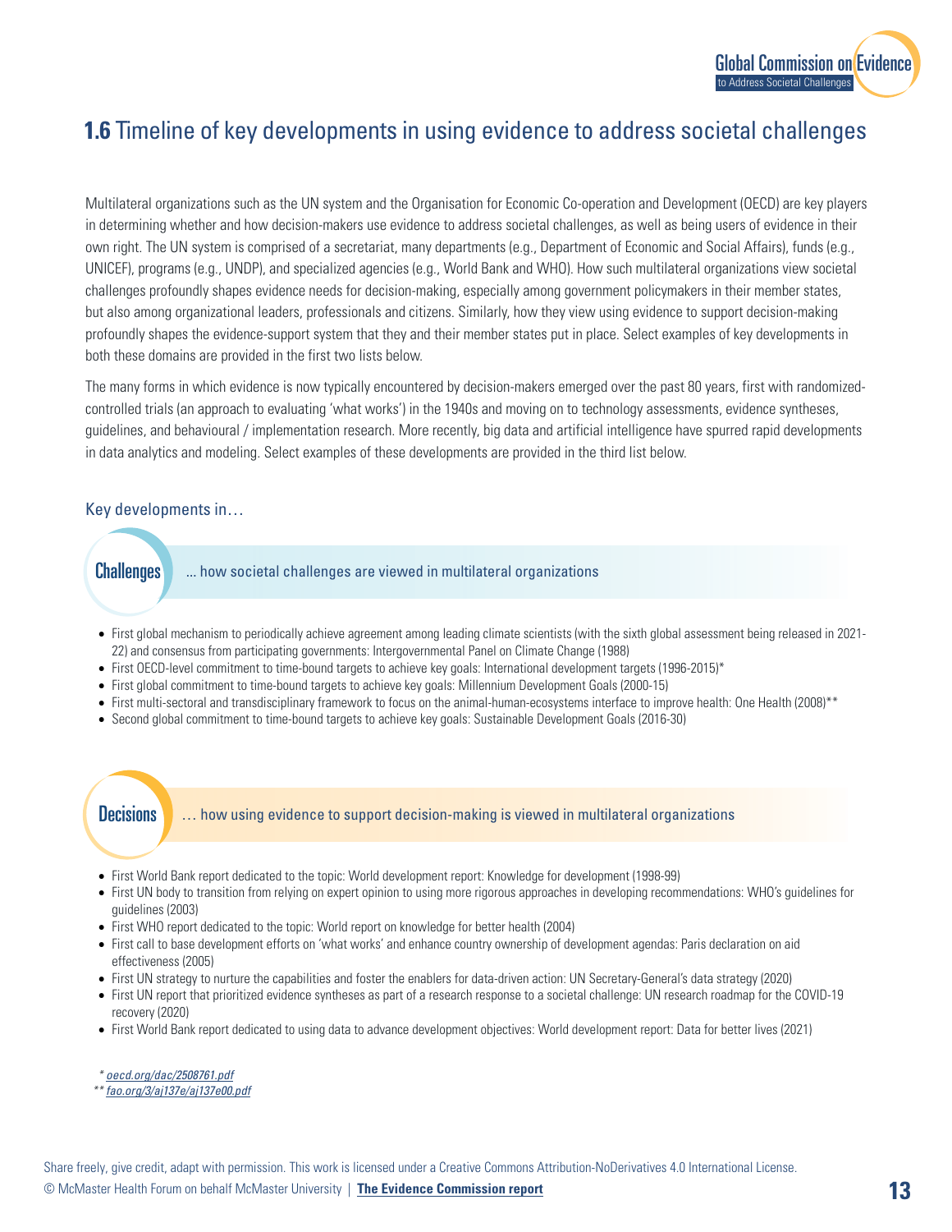## 1.6 Timeline of key developments in using evidence to address societal challenges

Multilateral organizations such as the UN system and the Organisation for Economic Co-operation and Development (OECD) are key players in determining whether and how decision-makers use evidence to address societal challenges, as well as being users of evidence in their own right. The UN system is comprised of a secretariat, many departments (e.g., Department of Economic and Social Affairs), funds (e.g., UNICEF), programs (e.g., UNDP), and specialized agencies (e.g., World Bank and WHO). How such multilateral organizations view societal challenges profoundly shapes evidence needs for decision-making, especially among government policymakers in their member states, but also among organizational leaders, professionals and citizens. Similarly, how they view using evidence to support decision-making profoundly shapes the evidence-support system that they and their member states put in place. Select examples of key developments in both these domains are provided in the first two lists below.

The many forms in which evidence is now typically encountered by decision-makers emerged over the past 80 years, first with randomized-controlled trials (an approach to evaluating 'what works') in the 1940s and moving on to technology assessments, evidence syntheses, guidelines, and behavioural / implementation research. More recently, big data and artificial intelligence have spurred rapid developments in data analytics and modeling. Select examples of these developments are provided in the third list below.

Key developments in…

### Challenges … how societal challenges are viewed in multilateral organizations

- First global mechanism to periodically achieve agreement among leading climate scientists (with the sixth global assessment being released in 2021-22) and consensus from participating governments: Intergovernmental Panel on Climate Change (1988)
- First OECD-level commitment to time-bound targets to achieve key goals: International development targets (1996-2015)*
- First global commitment to time-bound targets to achieve key goals: Millennium Development Goals (2000-15)
- First multi-sectoral and transdisciplinary framework to focus on the animal-human-ecosystems interface to improve health: One Health (2008)**
- Second global commitment to time-bound targets to achieve key goals: Sustainable Development Goals (2016-30)

### Decisions … how using evidence to support decision-making is viewed in multilateral organizations

- First World Bank report dedicated to the topic: World development report: Knowledge for development (1998-99)
- First UN body to transition from relying on expert opinion to using more rigorous approaches in developing recommendations: WHO's guidelines for guidelines (2003)
- First WHO report dedicated to the topic: World report on knowledge for better health (2004)
- First call to base development efforts on 'what works' and enhance country ownership of development agendas: Paris declaration on aid effectiveness (2005)
- First UN strategy to nurture the capabilities and foster the enablers for data-driven action: UN Secretary-General's data strategy (2020)
- First UN report that prioritized evidence syntheses as part of a research response to a societal challenge: UN research roadmap for the COVID-19 recovery (2020)
- First World Bank report dedicated to using data to advance development objectives: World development report: Data for better lives (2021)

\* oecd.org/dac/2508761.pdf

** fao.org/3/aj137e/aj137e00.pdf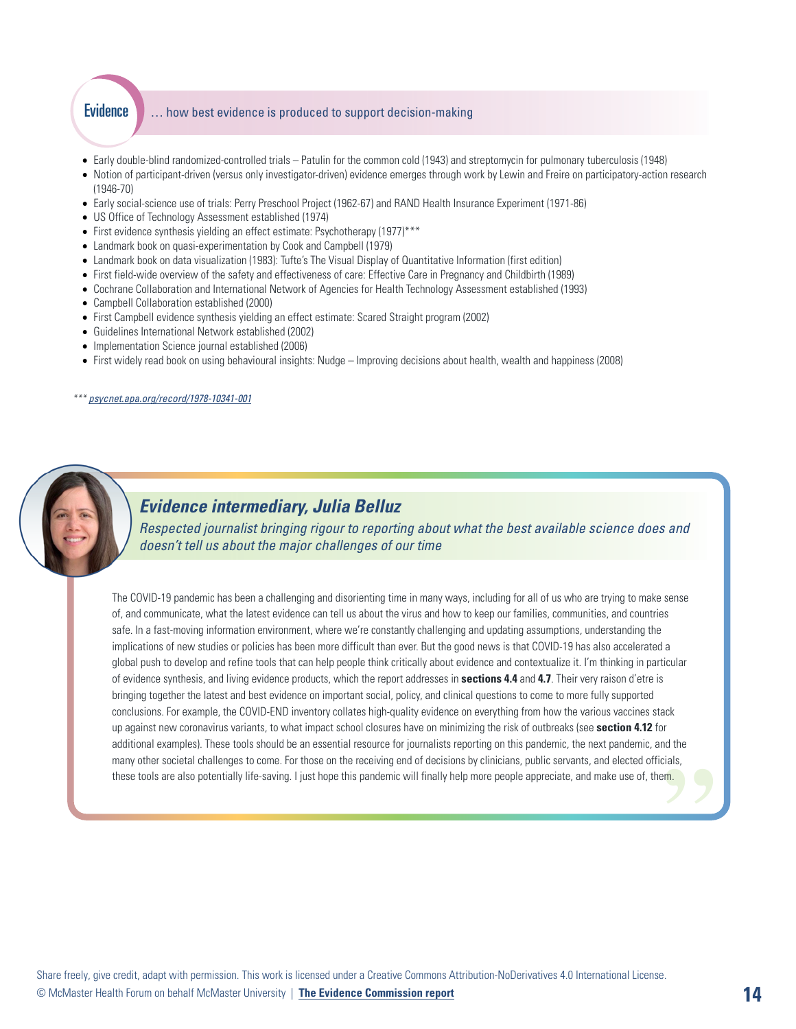## Evidence

… how best evidence is produced to support decision-making

- Early double-blind randomized-controlled trials – Patulin for the common cold (1943) and streptomycin for pulmonary tuberculosis (1948)
- Notion of participant-driven (versus only investigator-driven) evidence emerges through work by Lewin and Freire on participatory-action research (1946-70)
- Early social-science use of trials: Perry Preschool Project (1962-67) and RAND Health Insurance Experiment (1971-86)
- US Office of Technology Assessment established (1974)
- First evidence synthesis yielding an effect estimate: Psychotherapy (1977)***
- Landmark book on quasi-experimentation by Cook and Campbell (1979)
- Landmark book on data visualization (1983): Tufte's The Visual Display of Quantitative Information (first edition)
- First field-wide overview of the safety and effectiveness of care: Effective Care in Pregnancy and Childbirth (1989)
- Cochrane Collaboration and International Network of Agencies for Health Technology Assessment established (1993)
- Campbell Collaboration established (2000)
- First Campbell evidence synthesis yielding an effect estimate: Scared Straight program (2002)
- Guidelines International Network established (2002)
- Implementation Science journal established (2006)
- First widely read book on using behavioural insights: Nudge – Improving decisions about health, wealth and happiness (2008)

*** psycnet.apa.org/record/1978-10341-001

### *Evidence intermediary, Julia Belluz*

*Respected journalist bringing rigour to reporting about what the best available science does and doesn't tell us about the major challenges of our time*

The COVID-19 pandemic has been a challenging and disorienting time in many ways, including for all of us who are trying to make sense of, and communicate, what the latest evidence can tell us about the virus and how to keep our families, communities, and countries safe. In a fast-moving information environment, where we're constantly challenging and updating assumptions, understanding the implications of new studies or policies has been more difficult than ever. But the good news is that COVID-19 has also accelerated a global push to develop and refine tools that can help people think critically about evidence and contextualize it. I'm thinking in particular of evidence synthesis, and living evidence products, which the report addresses in **sections 4.4** and **4.7**. Their very raison d'etre is bringing together the latest and best evidence on important social, policy, and clinical questions to come to more fully supported conclusions. For example, the COVID-END inventory collates high-quality evidence on everything from how the various vaccines stack up against new coronavirus variants, to what impact school closures have on minimizing the risk of outbreaks (see **section 4.12** for additional examples). These tools should be an essential resource for journalists reporting on this pandemic, the next pandemic, and the many other societal challenges to come. For those on the receiving end of decisions by clinicians, public servants, and elected officials, these tools are also potentially life-saving. I just hope this pandemic will finally help more people appreciate, and make use of, them.